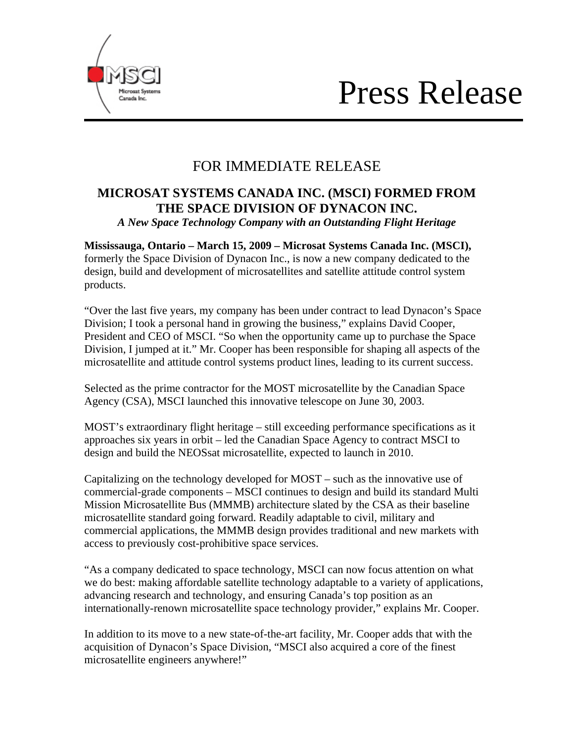MSCI Microsat Systems Canada Inc.

# Press Release

FOR IMMEDIATE RELEASE

## MICROSAT SYSTEMS CANADA INC. (MSCI) FORMED FROM THE SPACE DIVISION OF DYNACON INC.

***A New Space Technology Company with an Outstanding Flight Heritage***

**Mississauga, Ontario – March 15, 2009 – Microsat Systems Canada Inc. (MSCI),** formerly the Space Division of Dynacon Inc., is now a new company dedicated to the design, build and development of microsatellites and satellite attitude control system products.

"Over the last five years, my company has been under contract to lead Dynacon's Space Division; I took a personal hand in growing the business," explains David Cooper, President and CEO of MSCI. "So when the opportunity came up to purchase the Space Division, I jumped at it." Mr. Cooper has been responsible for shaping all aspects of the microsatellite and attitude control systems product lines, leading to its current success.

Selected as the prime contractor for the MOST microsatellite by the Canadian Space Agency (CSA), MSCI launched this innovative telescope on June 30, 2003.

MOST's extraordinary flight heritage – still exceeding performance specifications as it approaches six years in orbit – led the Canadian Space Agency to contract MSCI to design and build the NEOSsat microsatellite, expected to launch in 2010.

Capitalizing on the technology developed for MOST – such as the innovative use of commercial-grade components – MSCI continues to design and build its standard Multi Mission Microsatellite Bus (MMMB) architecture slated by the CSA as their baseline microsatellite standard going forward. Readily adaptable to civil, military and commercial applications, the MMMB design provides traditional and new markets with access to previously cost-prohibitive space services.

"As a company dedicated to space technology, MSCI can now focus attention on what we do best: making affordable satellite technology adaptable to a variety of applications, advancing research and technology, and ensuring Canada's top position as an internationally-renown microsatellite space technology provider," explains Mr. Cooper.

In addition to its move to a new state-of-the-art facility, Mr. Cooper adds that with the acquisition of Dynacon's Space Division, "MSCI also acquired a core of the finest microsatellite engineers anywhere!"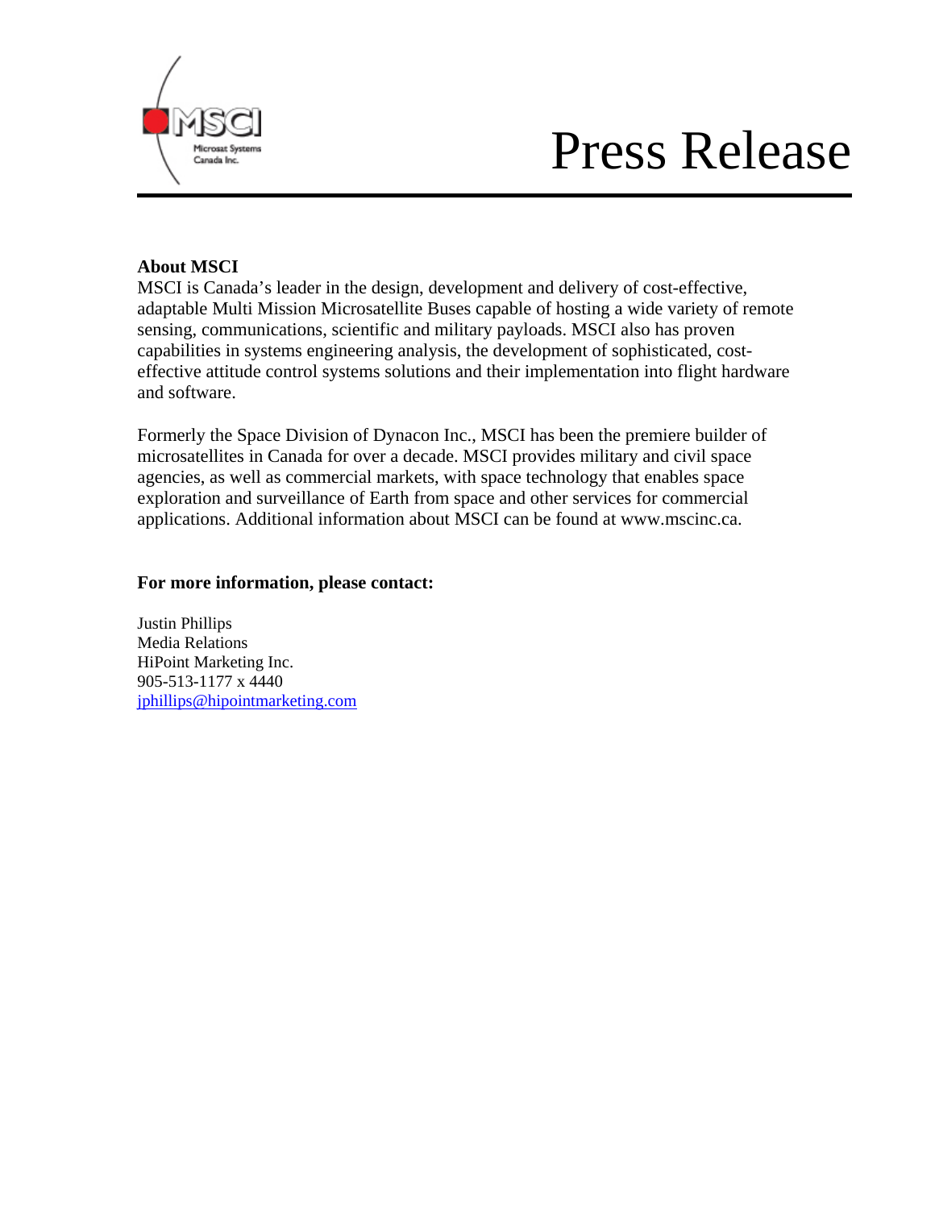# Press Release

**About MSCI**

MSCI is Canada's leader in the design, development and delivery of cost-effective, adaptable Multi Mission Microsatellite Buses capable of hosting a wide variety of remote sensing, communications, scientific and military payloads. MSCI also has proven capabilities in systems engineering analysis, the development of sophisticated, cost-effective attitude control systems solutions and their implementation into flight hardware and software.

Formerly the Space Division of Dynacon Inc., MSCI has been the premiere builder of microsatellites in Canada for over a decade. MSCI provides military and civil space agencies, as well as commercial markets, with space technology that enables space exploration and surveillance of Earth from space and other services for commercial applications. Additional information about MSCI can be found at www.mscinc.ca.

**For more information, please contact:**

Justin Phillips
Media Relations
HiPoint Marketing Inc.
905-513-1177 x 4440
jphillips@hipointmarketing.com